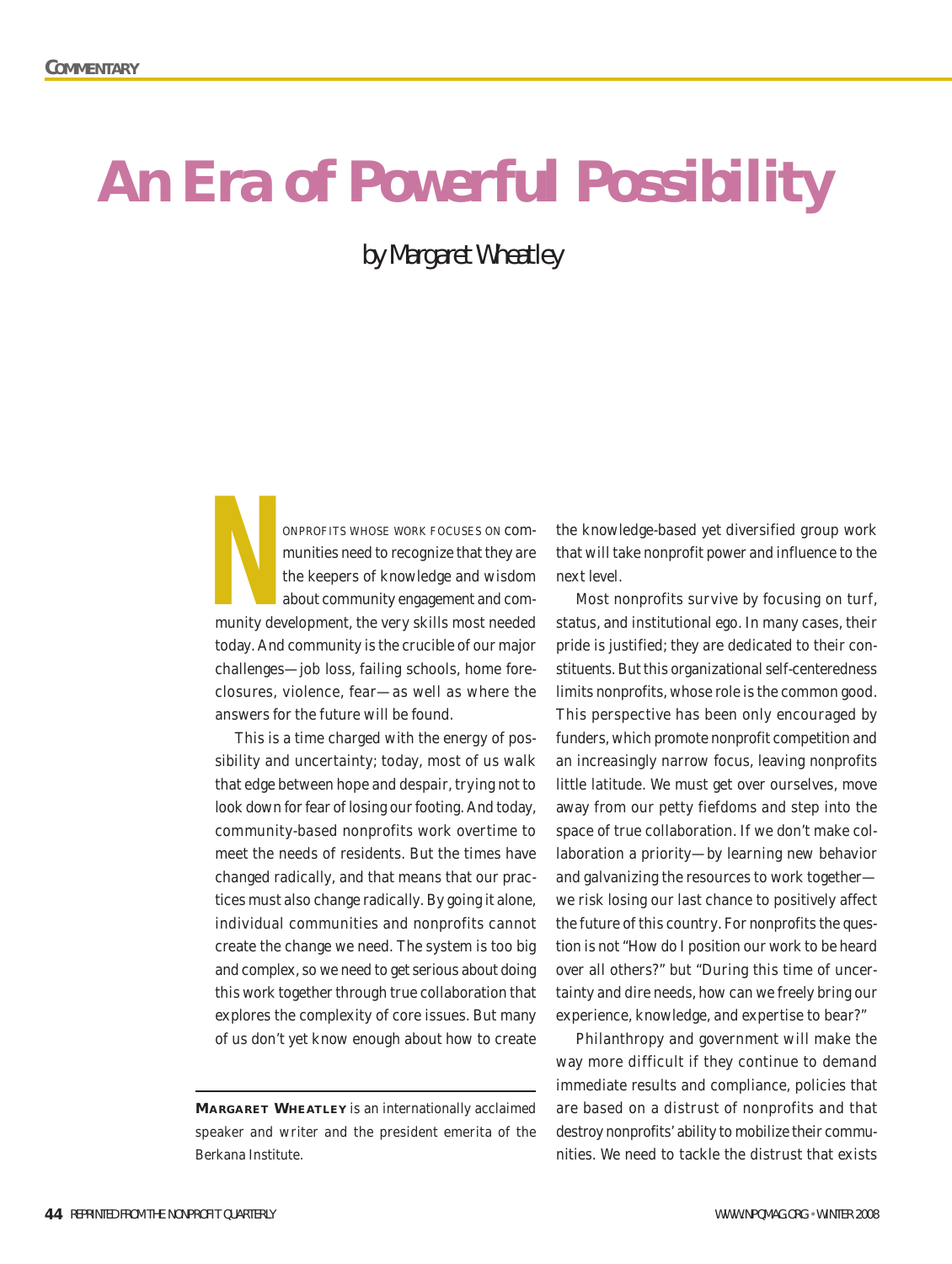# An Era of Powerful Possibility

by Margaret Wheatley

Nonprofits whose work focuses on communities need to recognize that they are the keepers of knowledge and wisdom about community engagement and community development, the very skills most needed today. And community is the crucible of our major challenges—job loss, failing schools, home foreclosures, violence, fear—as well as where the answers for the future will be found.

This is a time charged with the energy of possibility and uncertainty; today, most of us walk that edge between hope and despair, trying not to look down for fear of losing our footing. And today, community-based nonprofits work overtime to meet the needs of residents. But the times have changed radically, and that means that our practices must also change radically. By going it alone, individual communities and nonprofits cannot create the change we need. The system is too big and complex, so we need to get serious about doing this work together through true collaboration that explores the complexity of core issues. But many of us don't yet know enough about how to create the knowledge-based yet diversified group work that will take nonprofit power and influence to the next level.

Most nonprofits survive by focusing on turf, status, and institutional ego. In many cases, their pride is justified; they are dedicated to their constituents. But this organizational self-centeredness limits nonprofits, whose role is the common good. This perspective has been only encouraged by funders, which promote nonprofit competition and an increasingly narrow focus, leaving nonprofits little latitude. We must get over ourselves, move away from our petty fiefdoms and step into the space of true collaboration. If we don't make collaboration a priority—by learning new behavior and galvanizing the resources to work together—we risk losing our last chance to positively affect the future of this country. For nonprofits the question is not "How do I position our work to be heard over all others?" but "During this time of uncertainty and dire needs, how can we freely bring our experience, knowledge, and expertise to bear?"

Philanthropy and government will make the way more difficult if they continue to demand immediate results and compliance, policies that are based on a distrust of nonprofits and that destroy nonprofits' ability to mobilize their communities. We need to tackle the distrust that exists

**Margaret Wheatley** is an internationally acclaimed speaker and writer and the president emerita of the Berkana Institute.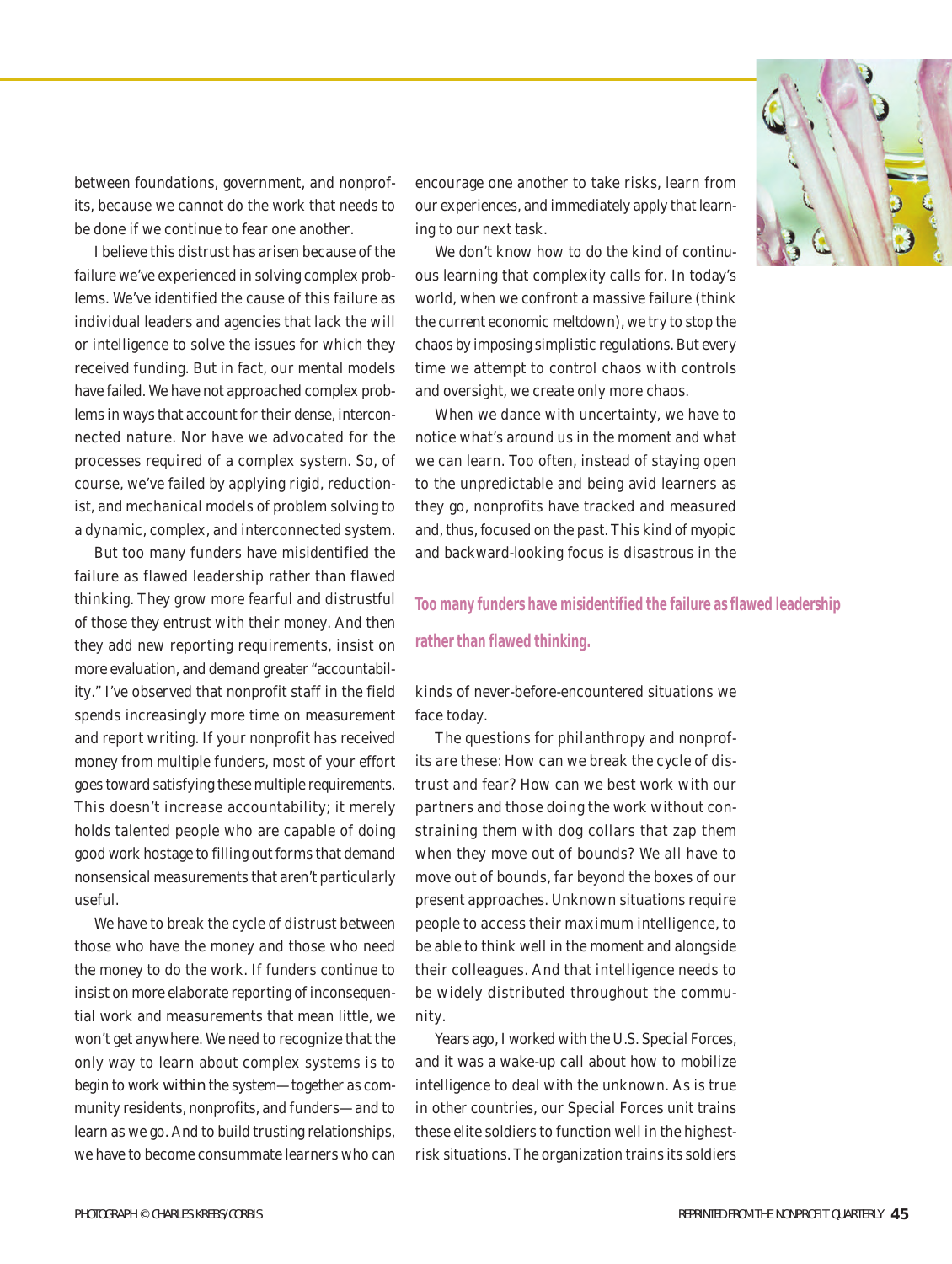between foundations, government, and nonprofits, because we cannot do the work that needs to be done if we continue to fear one another.

I believe this distrust has arisen because of the failure we've experienced in solving complex problems. We've identified the cause of this failure as individual leaders and agencies that lack the will or intelligence to solve the issues for which they received funding. But in fact, our mental models have failed. We have not approached complex problems in ways that account for their dense, interconnected nature. Nor have we advocated for the processes required of a complex system. So, of course, we've failed by applying rigid, reductionist, and mechanical models of problem solving to a dynamic, complex, and interconnected system.

But too many funders have misidentified the failure as flawed leadership rather than flawed thinking. They grow more fearful and distrustful of those they entrust with their money. And then they add new reporting requirements, insist on more evaluation, and demand greater "accountability." I've observed that nonprofit staff in the field spends increasingly more time on measurement and report writing. If your nonprofit has received money from multiple funders, most of your effort goes toward satisfying these multiple requirements. This doesn't increase accountability; it merely holds talented people who are capable of doing good work hostage to filling out forms that demand nonsensical measurements that aren't particularly useful.

We have to break the cycle of distrust between those who have the money and those who need the money to do the work. If funders continue to insist on more elaborate reporting of inconsequential work and measurements that mean little, we won't get anywhere. We need to recognize that the only way to learn about complex systems is to begin to work *within* the system—together as community residents, nonprofits, and funders—and to learn as we go. And to build trusting relationships, we have to become consummate learners who can encourage one another to take risks, learn from our experiences, and immediately apply that learning to our next task.

We don't know how to do the kind of continuous learning that complexity calls for. In today's world, when we confront a massive failure (think the current economic meltdown), we try to stop the chaos by imposing simplistic regulations. But every time we attempt to control chaos with controls and oversight, we create only more chaos.

When we dance with uncertainty, we have to notice what's around us in the moment and what we can learn. Too often, instead of staying open to the unpredictable and being avid learners as they go, nonprofits have tracked and measured and, thus, focused on the past. This kind of myopic and backward-looking focus is disastrous in the kinds of never-before-encountered situations we face today.

**Too many funders have misidentified the failure as flawed leadership rather than flawed thinking.**

The questions for philanthropy and nonprofits are these: How can we break the cycle of distrust and fear? How can we best work with our partners and those doing the work without constraining them with dog collars that zap them when they move out of bounds? We all have to move out of bounds, far beyond the boxes of our present approaches. Unknown situations require people to access their maximum intelligence, to be able to think well in the moment and alongside their colleagues. And that intelligence needs to be widely distributed throughout the community.

Years ago, I worked with the U.S. Special Forces, and it was a wake-up call about how to mobilize intelligence to deal with the unknown. As is true in other countries, our Special Forces unit trains these elite soldiers to function well in the highest-risk situations. The organization trains its soldiers

PHOTOGRAPH © CHARLES KREBS/CORBIS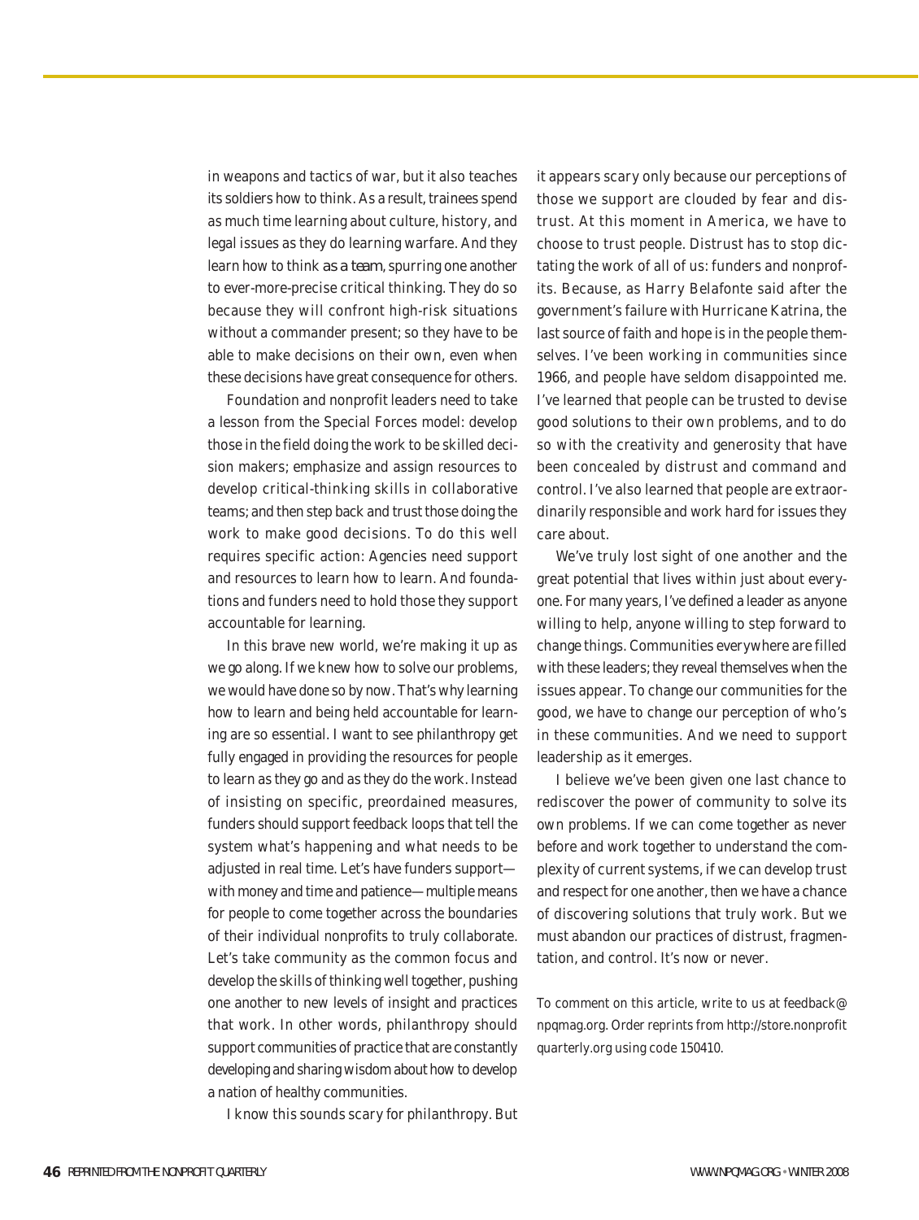in weapons and tactics of war, but it also teaches its soldiers how to think. As a result, trainees spend as much time learning about culture, history, and legal issues as they do learning warfare. And they learn how to think *as a team*, spurring one another to ever-more-precise critical thinking. They do so because they will confront high-risk situations without a commander present; so they have to be able to make decisions on their own, even when these decisions have great consequence for others.

Foundation and nonprofit leaders need to take a lesson from the Special Forces model: develop those in the field doing the work to be skilled decision makers; emphasize and assign resources to develop critical-thinking skills in collaborative teams; and then step back and trust those doing the work to make good decisions. To do this well requires specific action: Agencies need support and resources to learn how to learn. And foundations and funders need to hold those they support accountable for learning.

In this brave new world, we're making it up as we go along. If we knew how to solve our problems, we would have done so by now. That's why learning how to learn and being held accountable for learning are so essential. I want to see philanthropy get fully engaged in providing the resources for people to learn as they go and as they do the work. Instead of insisting on specific, preordained measures, funders should support feedback loops that tell the system what's happening and what needs to be adjusted in real time. Let's have funders support—with money and time and patience—multiple means for people to come together across the boundaries of their individual nonprofits to truly collaborate. Let's take community as the common focus and develop the skills of thinking well together, pushing one another to new levels of insight and practices that work. In other words, philanthropy should support communities of practice that are constantly developing and sharing wisdom about how to develop a nation of healthy communities.

I know this sounds scary for philanthropy. But it appears scary only because our perceptions of those we support are clouded by fear and distrust. At this moment in America, we have to choose to trust people. Distrust has to stop dictating the work of all of us: funders and nonprofits. Because, as Harry Belafonte said after the government's failure with Hurricane Katrina, the last source of faith and hope is in the people themselves. I've been working in communities since 1966, and people have seldom disappointed me. I've learned that people can be trusted to devise good solutions to their own problems, and to do so with the creativity and generosity that have been concealed by distrust and command and control. I've also learned that people are extraordinarily responsible and work hard for issues they care about.

We've truly lost sight of one another and the great potential that lives within just about everyone. For many years, I've defined a leader as anyone willing to help, anyone willing to step forward to change things. Communities everywhere are filled with these leaders; they reveal themselves when the issues appear. To change our communities for the good, we have to change our perception of who's in these communities. And we need to support leadership as it emerges.

I believe we've been given one last chance to rediscover the power of community to solve its own problems. If we can come together as never before and work together to understand the complexity of current systems, if we can develop trust and respect for one another, then we have a chance of discovering solutions that truly work. But we must abandon our practices of distrust, fragmentation, and control. It's now or never.

To comment on this article, write to us at feedback@npqmag.org. Order reprints from http://store.nonprofitquarterly.org using code 150410.